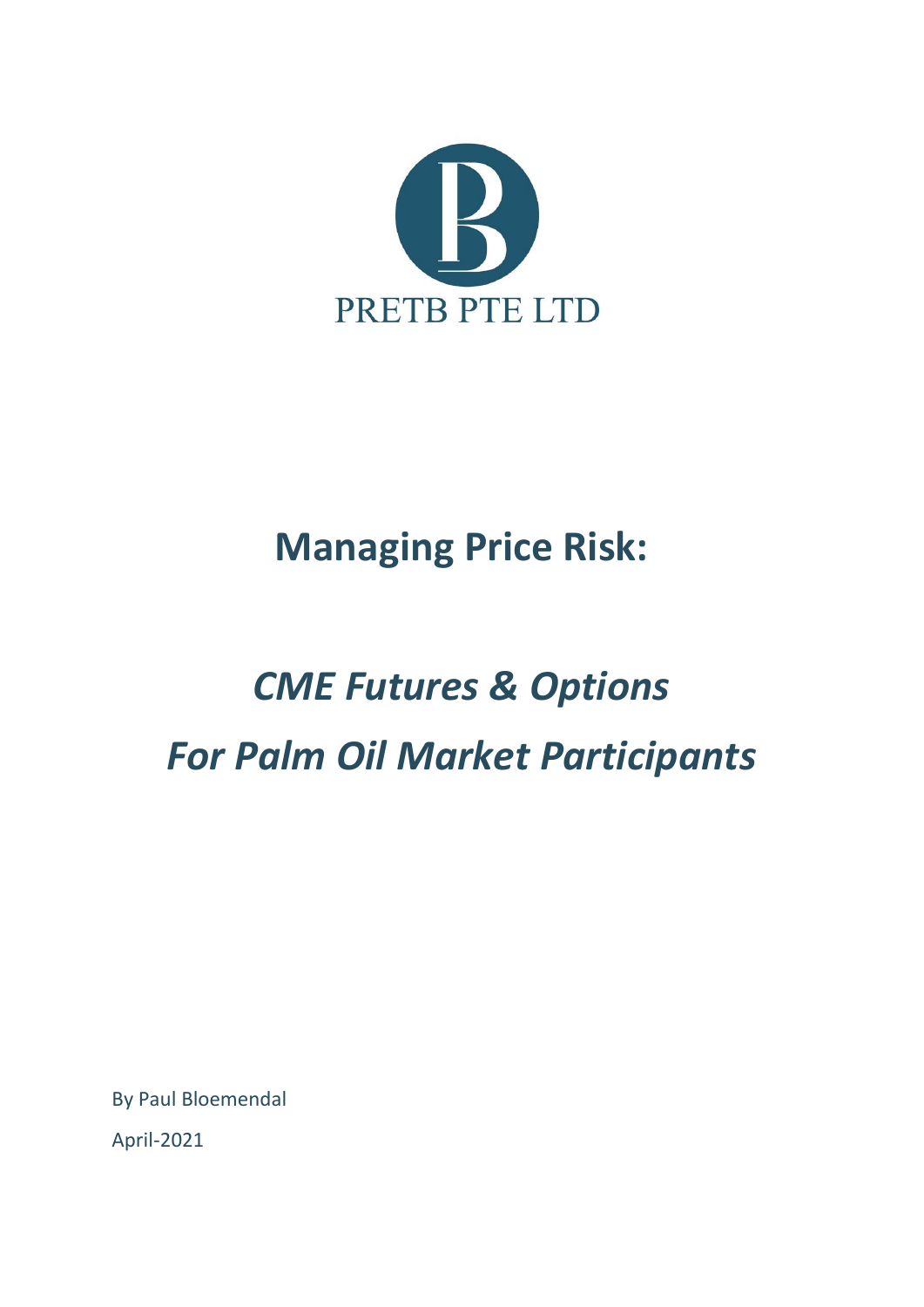PRETB PTE LTD

# Managing Price Risk:

# *CME Futures & Options*

# *For Palm Oil Market Participants*

By Paul Bloemendal

April-2021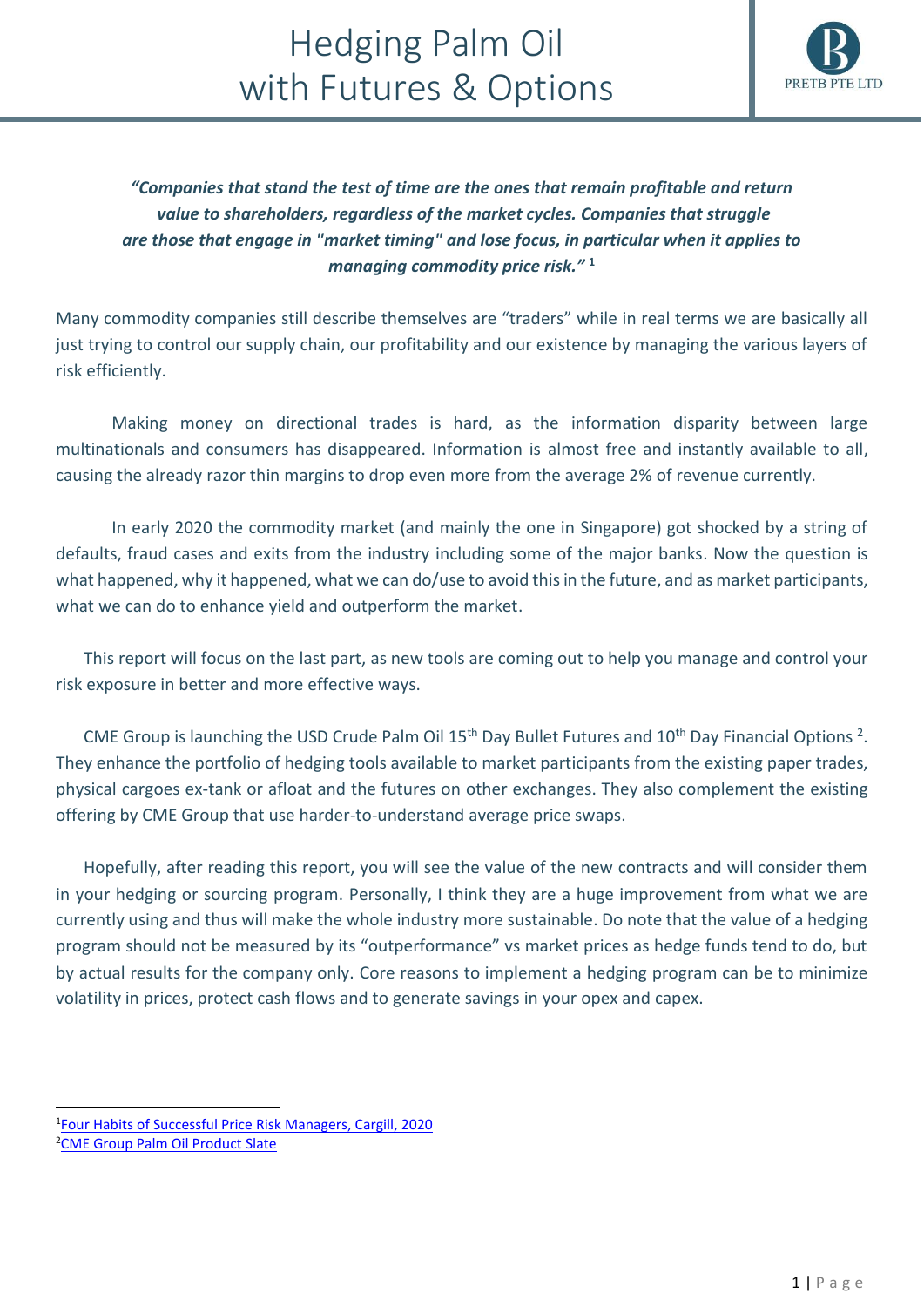# Hedging Palm Oil with Futures & Options

PRETB PTE LTD

> ***"Companies that stand the test of time are the ones that remain profitable and return value to shareholders, regardless of the market cycles. Companies that struggle are those that engage in "market timing" and lose focus, in particular when it applies to managing commodity price risk."*** [1]

Many commodity companies still describe themselves are "traders" while in real terms we are basically all just trying to control our supply chain, our profitability and our existence by managing the various layers of risk efficiently.

Making money on directional trades is hard, as the information disparity between large multinationals and consumers has disappeared. Information is almost free and instantly available to all, causing the already razor thin margins to drop even more from the average 2% of revenue currently.

In early 2020 the commodity market (and mainly the one in Singapore) got shocked by a string of defaults, fraud cases and exits from the industry including some of the major banks. Now the question is what happened, why it happened, what we can do/use to avoid this in the future, and as market participants, what we can do to enhance yield and outperform the market.

This report will focus on the last part, as new tools are coming out to help you manage and control your risk exposure in better and more effective ways.

CME Group is launching the USD Crude Palm Oil 15th Day Bullet Futures and 10th Day Financial Options [2]. They enhance the portfolio of hedging tools available to market participants from the existing paper trades, physical cargoes ex-tank or afloat and the futures on other exchanges. They also complement the existing offering by CME Group that use harder-to-understand average price swaps.

Hopefully, after reading this report, you will see the value of the new contracts and will consider them in your hedging or sourcing program. Personally, I think they are a huge improvement from what we are currently using and thus will make the whole industry more sustainable. Do note that the value of a hedging program should not be measured by its "outperformance" vs market prices as hedge funds tend to do, but by actual results for the company only. Core reasons to implement a hedging program can be to minimize volatility in prices, protect cash flows and to generate savings in your opex and capex.

---

[1] Four Habits of Successful Price Risk Managers, Cargill, 2020

[2] CME Group Palm Oil Product Slate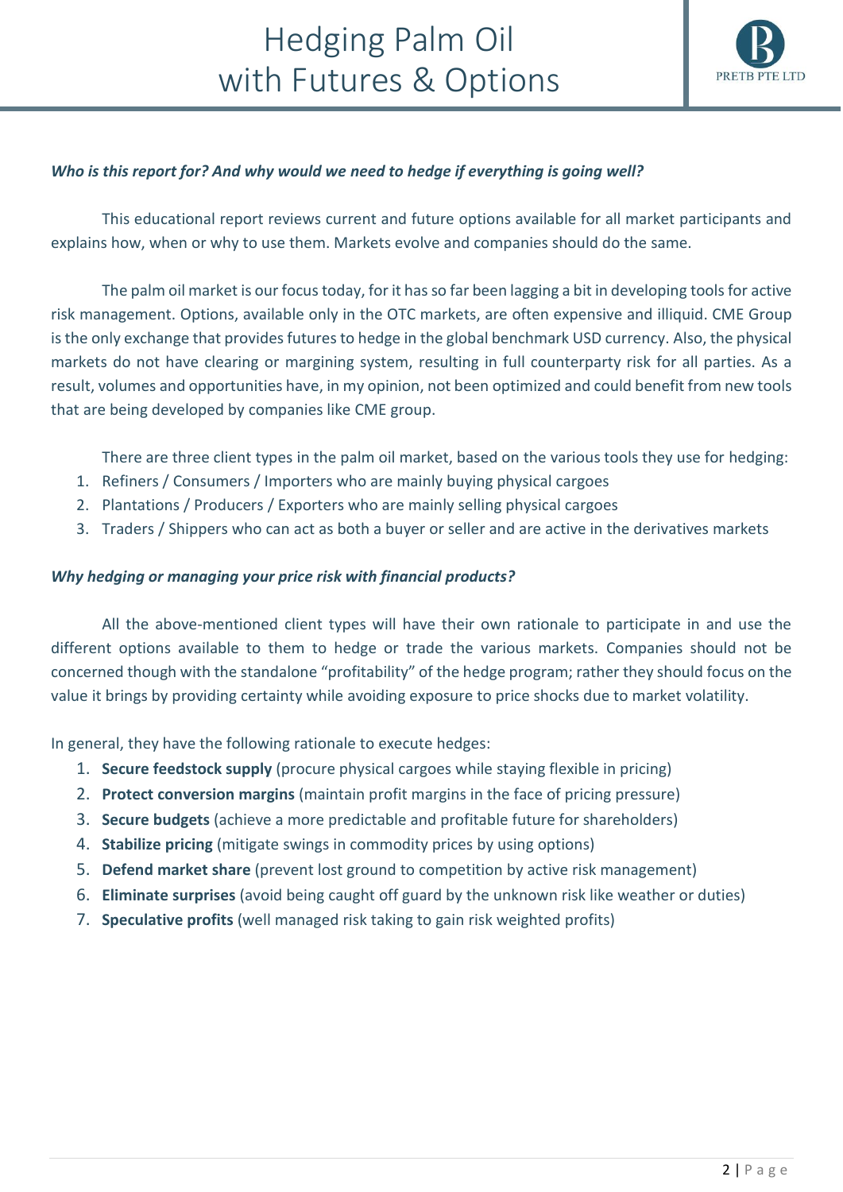*Who is this report for? And why would we need to hedge if everything is going well?*

This educational report reviews current and future options available for all market participants and explains how, when or why to use them. Markets evolve and companies should do the same.

The palm oil market is our focus today, for it has so far been lagging a bit in developing tools for active risk management. Options, available only in the OTC markets, are often expensive and illiquid. CME Group is the only exchange that provides futures to hedge in the global benchmark USD currency. Also, the physical markets do not have clearing or margining system, resulting in full counterparty risk for all parties. As a result, volumes and opportunities have, in my opinion, not been optimized and could benefit from new tools that are being developed by companies like CME group.

There are three client types in the palm oil market, based on the various tools they use for hedging:

1. Refiners / Consumers / Importers who are mainly buying physical cargoes
2. Plantations / Producers / Exporters who are mainly selling physical cargoes
3. Traders / Shippers who can act as both a buyer or seller and are active in the derivatives markets

*Why hedging or managing your price risk with financial products?*

All the above-mentioned client types will have their own rationale to participate in and use the different options available to them to hedge or trade the various markets. Companies should not be concerned though with the standalone "profitability" of the hedge program; rather they should focus on the value it brings by providing certainty while avoiding exposure to price shocks due to market volatility.

In general, they have the following rationale to execute hedges:

1. **Secure feedstock supply** (procure physical cargoes while staying flexible in pricing)
2. **Protect conversion margins** (maintain profit margins in the face of pricing pressure)
3. **Secure budgets** (achieve a more predictable and profitable future for shareholders)
4. **Stabilize pricing** (mitigate swings in commodity prices by using options)
5. **Defend market share** (prevent lost ground to competition by active risk management)
6. **Eliminate surprises** (avoid being caught off guard by the unknown risk like weather or duties)
7. **Speculative profits** (well managed risk taking to gain risk weighted profits)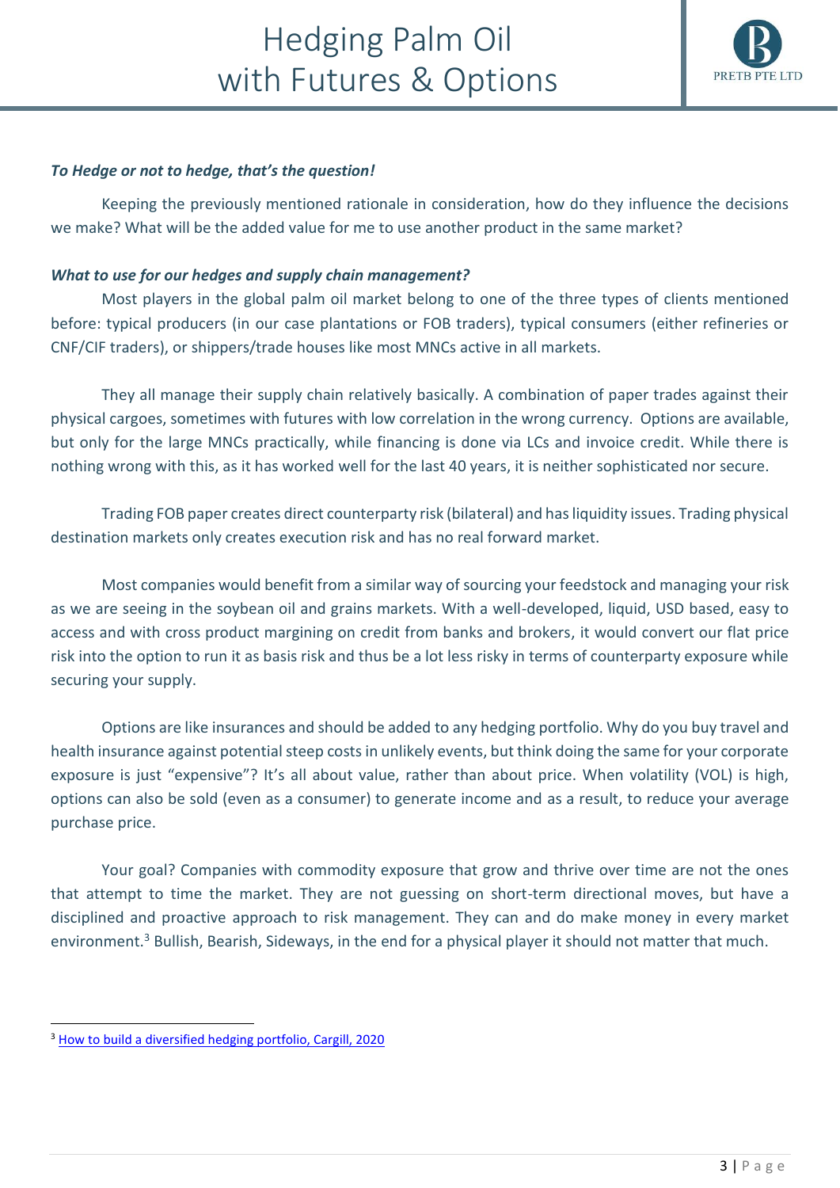*To Hedge or not to hedge, that's the question!*

Keeping the previously mentioned rationale in consideration, how do they influence the decisions we make? What will be the added value for me to use another product in the same market?

*What to use for our hedges and supply chain management?*

Most players in the global palm oil market belong to one of the three types of clients mentioned before: typical producers (in our case plantations or FOB traders), typical consumers (either refineries or CNF/CIF traders), or shippers/trade houses like most MNCs active in all markets.

They all manage their supply chain relatively basically. A combination of paper trades against their physical cargoes, sometimes with futures with low correlation in the wrong currency. Options are available, but only for the large MNCs practically, while financing is done via LCs and invoice credit. While there is nothing wrong with this, as it has worked well for the last 40 years, it is neither sophisticated nor secure.

Trading FOB paper creates direct counterparty risk (bilateral) and has liquidity issues. Trading physical destination markets only creates execution risk and has no real forward market.

Most companies would benefit from a similar way of sourcing your feedstock and managing your risk as we are seeing in the soybean oil and grains markets. With a well-developed, liquid, USD based, easy to access and with cross product margining on credit from banks and brokers, it would convert our flat price risk into the option to run it as basis risk and thus be a lot less risky in terms of counterparty exposure while securing your supply.

Options are like insurances and should be added to any hedging portfolio. Why do you buy travel and health insurance against potential steep costs in unlikely events, but think doing the same for your corporate exposure is just "expensive"? It's all about value, rather than about price. When volatility (VOL) is high, options can also be sold (even as a consumer) to generate income and as a result, to reduce your average purchase price.

Your goal? Companies with commodity exposure that grow and thrive over time are not the ones that attempt to time the market. They are not guessing on short-term directional moves, but have a disciplined and proactive approach to risk management. They can and do make money in every market environment.[3] Bullish, Bearish, Sideways, in the end for a physical player it should not matter that much.

---

[3] How to build a diversified hedging portfolio, Cargill, 2020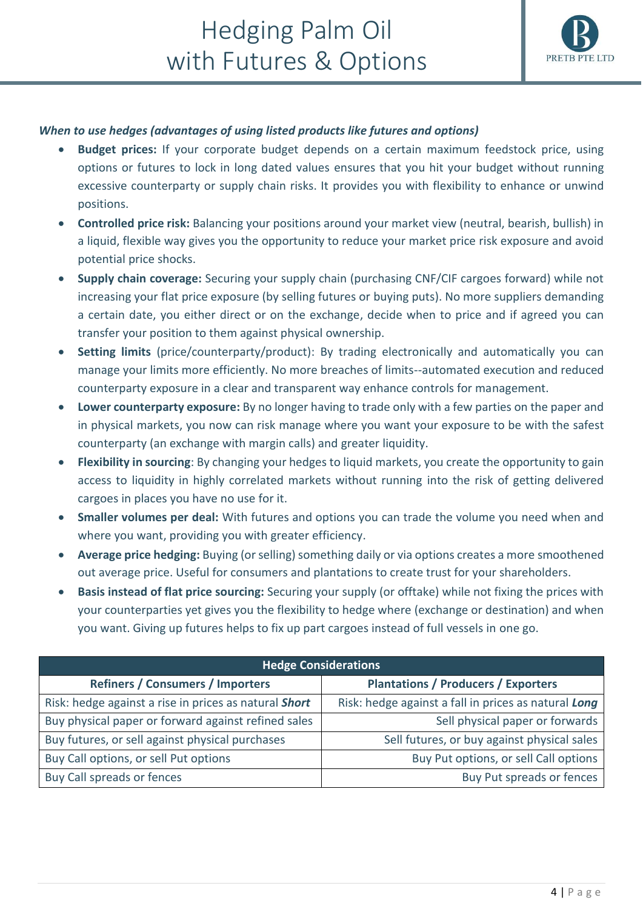***When to use hedges (advantages of using listed products like futures and options)***

- **Budget prices:** If your corporate budget depends on a certain maximum feedstock price, using options or futures to lock in long dated values ensures that you hit your budget without running excessive counterparty or supply chain risks. It provides you with flexibility to enhance or unwind positions.
- **Controlled price risk:** Balancing your positions around your market view (neutral, bearish, bullish) in a liquid, flexible way gives you the opportunity to reduce your market price risk exposure and avoid potential price shocks.
- **Supply chain coverage:** Securing your supply chain (purchasing CNF/CIF cargoes forward) while not increasing your flat price exposure (by selling futures or buying puts). No more suppliers demanding a certain date, you either direct or on the exchange, decide when to price and if agreed you can transfer your position to them against physical ownership.
- **Setting limits** (price/counterparty/product): By trading electronically and automatically you can manage your limits more efficiently. No more breaches of limits--automated execution and reduced counterparty exposure in a clear and transparent way enhance controls for management.
- **Lower counterparty exposure:** By no longer having to trade only with a few parties on the paper and in physical markets, you now can risk manage where you want your exposure to be with the safest counterparty (an exchange with margin calls) and greater liquidity.
- **Flexibility in sourcing**: By changing your hedges to liquid markets, you create the opportunity to gain access to liquidity in highly correlated markets without running into the risk of getting delivered cargoes in places you have no use for it.
- **Smaller volumes per deal:** With futures and options you can trade the volume you need when and where you want, providing you with greater efficiency.
- **Average price hedging:** Buying (or selling) something daily or via options creates a more smoothened out average price. Useful for consumers and plantations to create trust for your shareholders.
- **Basis instead of flat price sourcing:** Securing your supply (or offtake) while not fixing the prices with your counterparties yet gives you the flexibility to hedge where (exchange or destination) and when you want. Giving up futures helps to fix up part cargoes instead of full vessels in one go.

| Hedge Considerations | |
|---|---|
| **Refiners / Consumers / Importers** | **Plantations / Producers / Exporters** |
| Risk: hedge against a rise in prices as natural ***Short*** | Risk: hedge against a fall in prices as natural ***Long*** |
| Buy physical paper or forward against refined sales | Sell physical paper or forwards |
| Buy futures, or sell against physical purchases | Sell futures, or buy against physical sales |
| Buy Call options, or sell Put options | Buy Put options, or sell Call options |
| Buy Call spreads or fences | Buy Put spreads or fences |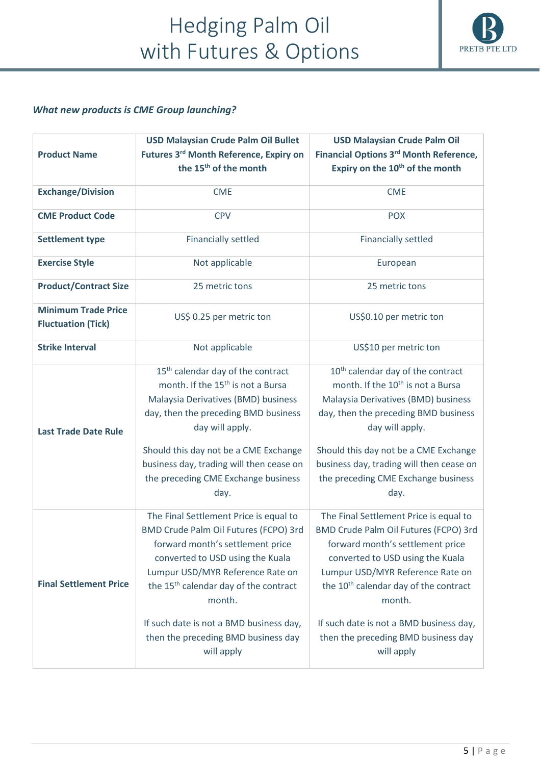*What new products is CME Group launching?*

| Product Name | USD Malaysian Crude Palm Oil Bullet Futures 3rd Month Reference, Expiry on the 15th of the month | USD Malaysian Crude Palm Oil Financial Options 3rd Month Reference, Expiry on the 10th of the month |
|---|---|---|
| Exchange/Division | CME | CME |
| CME Product Code | CPV | POX |
| Settlement type | Financially settled | Financially settled |
| Exercise Style | Not applicable | European |
| Product/Contract Size | 25 metric tons | 25 metric tons |
| Minimum Trade Price Fluctuation (Tick) | US$ 0.25 per metric ton | US$0.10 per metric ton |
| Strike Interval | Not applicable | US$10 per metric ton |
| Last Trade Date Rule | 15th calendar day of the contract month. If the 15th is not a Bursa Malaysia Derivatives (BMD) business day, then the preceding BMD business day will apply.<br><br>Should this day not be a CME Exchange business day, trading will then cease on the preceding CME Exchange business day. | 10th calendar day of the contract month. If the 10th is not a Bursa Malaysia Derivatives (BMD) business day, then the preceding BMD business day will apply.<br><br>Should this day not be a CME Exchange business day, trading will then cease on the preceding CME Exchange business day. |
| Final Settlement Price | The Final Settlement Price is equal to BMD Crude Palm Oil Futures (FCPO) 3rd forward month's settlement price converted to USD using the Kuala Lumpur USD/MYR Reference Rate on the 15th calendar day of the contract month.<br><br>If such date is not a BMD business day, then the preceding BMD business day will apply | The Final Settlement Price is equal to BMD Crude Palm Oil Futures (FCPO) 3rd forward month's settlement price converted to USD using the Kuala Lumpur USD/MYR Reference Rate on the 10th calendar day of the contract month.<br><br>If such date is not a BMD business day, then the preceding BMD business day will apply |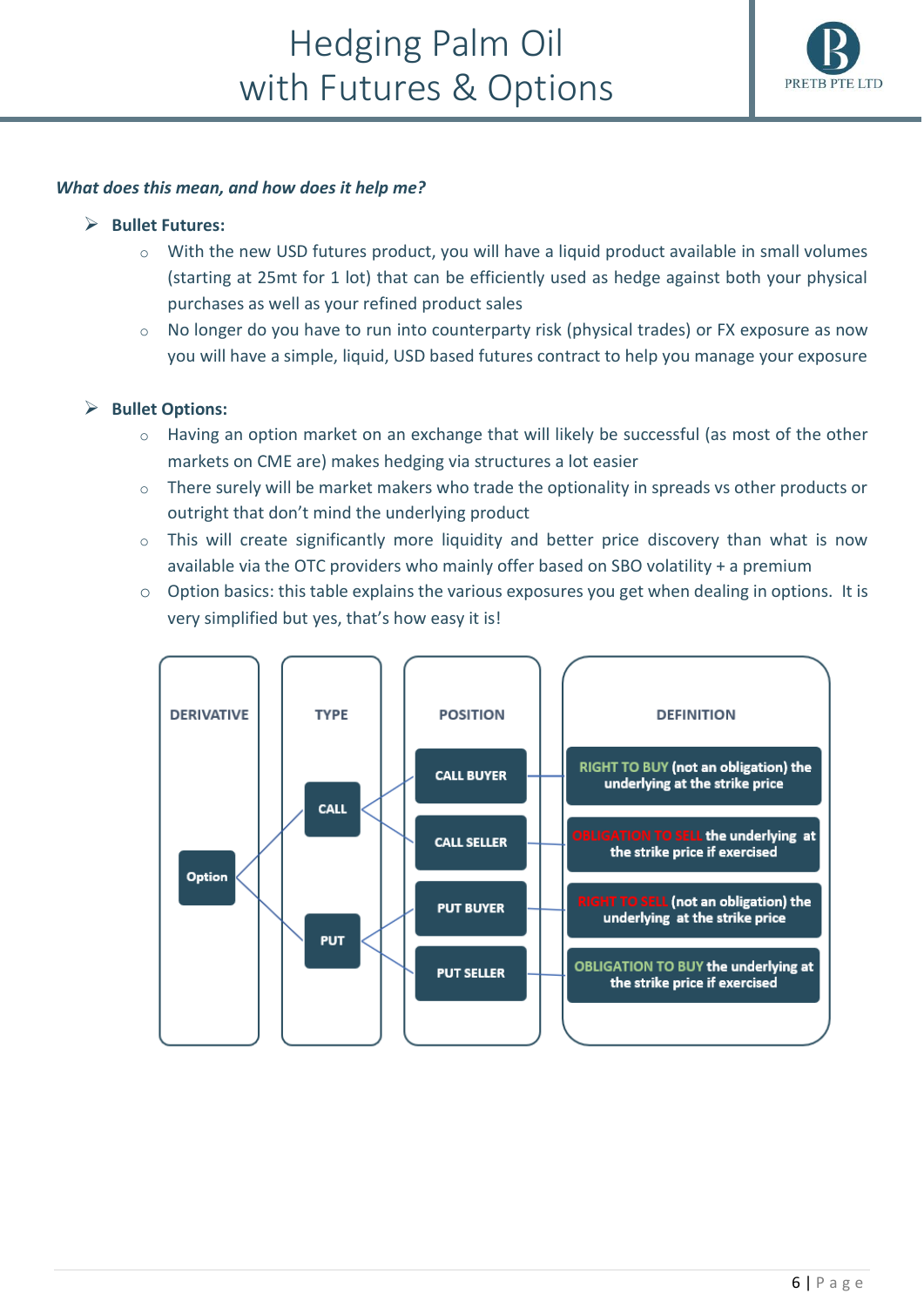***What does this mean, and how does it help me?***

- **Bullet Futures:**
  - With the new USD futures product, you will have a liquid product available in small volumes (starting at 25mt for 1 lot) that can be efficiently used as hedge against both your physical purchases as well as your refined product sales
  - No longer do you have to run into counterparty risk (physical trades) or FX exposure as now you will have a simple, liquid, USD based futures contract to help you manage your exposure

- **Bullet Options:**
  - Having an option market on an exchange that will likely be successful (as most of the other markets on CME are) makes hedging via structures a lot easier
  - There surely will be market makers who trade the optionality in spreads vs other products or outright that don't mind the underlying product
  - This will create significantly more liquidity and better price discovery than what is now available via the OTC providers who mainly offer based on SBO volatility + a premium
  - Option basics: this table explains the various exposures you get when dealing in options. It is very simplified but yes, that's how easy it is!

| DERIVATIVE | TYPE | POSITION | DEFINITION |
|---|---|---|---|
| Option | CALL | CALL BUYER | RIGHT TO BUY (not an obligation) the underlying at the strike price |
| | | CALL SELLER | OBLIGATION TO SELL the underlying at the strike price if exercised |
| | PUT | PUT BUYER | RIGHT TO SELL (not an obligation) the underlying at the strike price |
| | | PUT SELLER | OBLIGATION TO BUY the underlying at the strike price if exercised |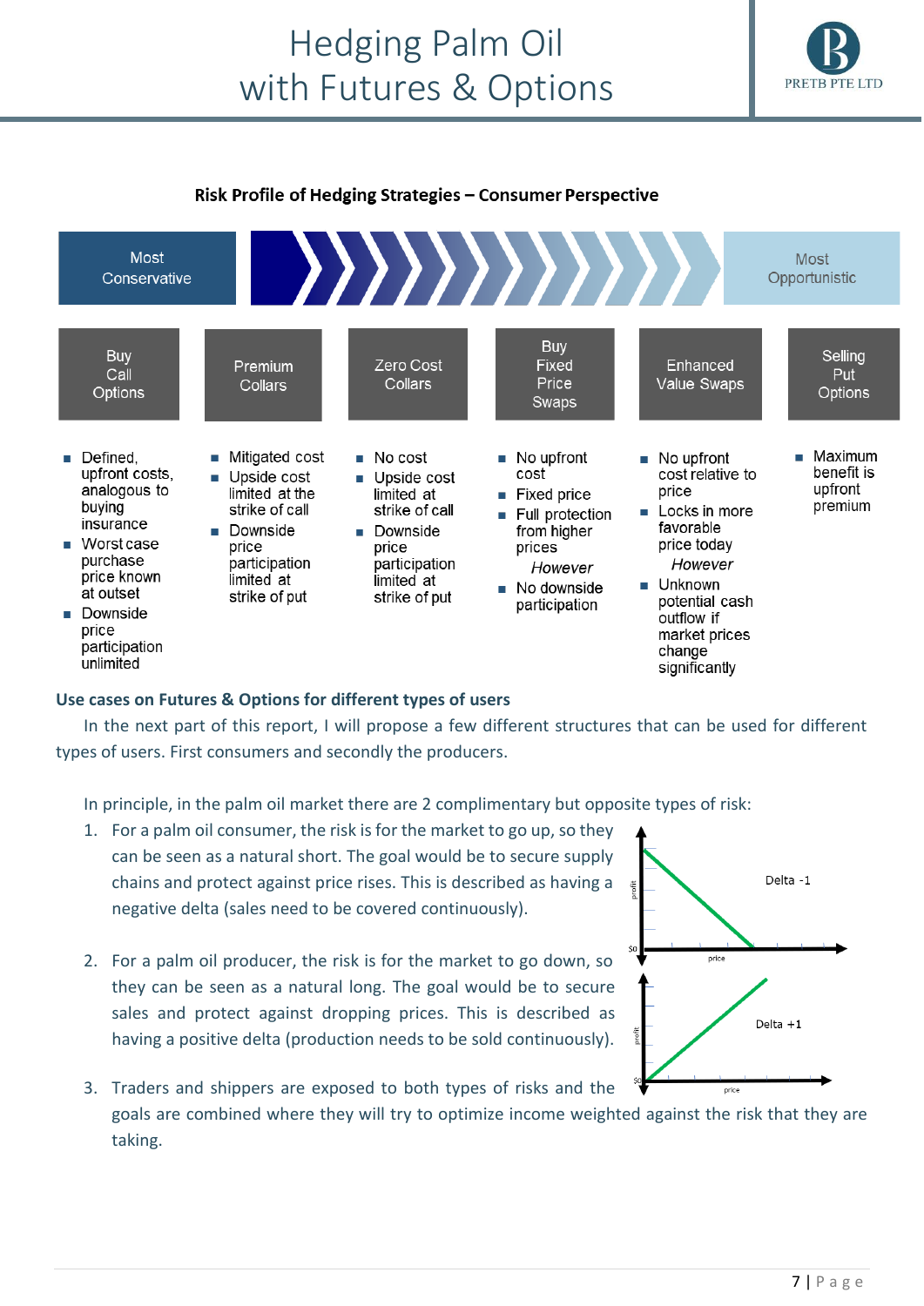**Risk Profile of Hedging Strategies – Consumer Perspective**

Most Conservative → Most Opportunistic

| Buy Call Options | Premium Collars | Zero Cost Collars | Buy Fixed Price Swaps | Enhanced Value Swaps | Selling Put Options |
|---|---|---|---|---|---|
| ■ Defined, upfront costs, analogous to buying insurance<br>■ Worst case purchase price known at outset<br>■ Downside price participation unlimited | ■ Mitigated cost<br>■ Upside cost limited at the strike of call<br>■ Downside price participation limited at strike of put | ■ No cost<br>■ Upside cost limited at strike of call<br>■ Downside price participation limited at strike of put | ■ No upfront cost<br>■ Fixed price<br>■ Full protection from higher prices<br>*However*<br>■ No downside participation | ■ No upfront cost relative to price<br>■ Locks in more favorable price today<br>*However*<br>■ Unknown potential cash outflow if market prices change significantly | ■ Maximum benefit is upfront premium |

**Use cases on Futures & Options for different types of users**

In the next part of this report, I will propose a few different structures that can be used for different types of users. First consumers and secondly the producers.

In principle, in the palm oil market there are 2 complimentary but opposite types of risk:

1. For a palm oil consumer, the risk is for the market to go up, so they can be seen as a natural short. The goal would be to secure supply chains and protect against price rises. This is described as having a negative delta (sales need to be covered continuously).

2. For a palm oil producer, the risk is for the market to go down, so they can be seen as a natural long. The goal would be to secure sales and protect against dropping prices. This is described as having a positive delta (production needs to be sold continuously).

3. Traders and shippers are exposed to both types of risks and the goals are combined where they will try to optimize income weighted against the risk that they are taking.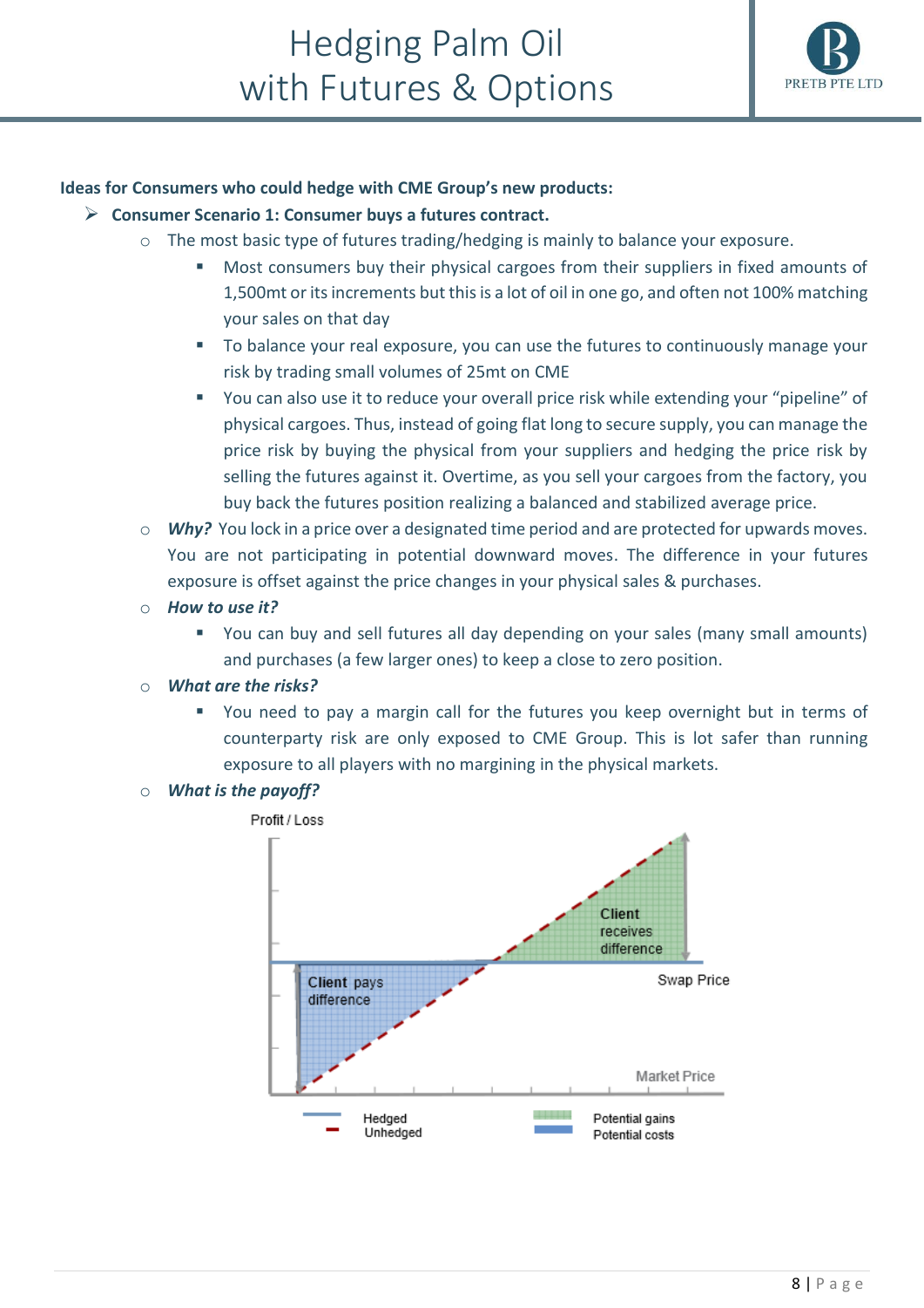**Ideas for Consumers who could hedge with CME Group's new products:**

- **Consumer Scenario 1: Consumer buys a futures contract.**
  - The most basic type of futures trading/hedging is mainly to balance your exposure.
    - Most consumers buy their physical cargoes from their suppliers in fixed amounts of 1,500mt or its increments but this is a lot of oil in one go, and often not 100% matching your sales on that day
    - To balance your real exposure, you can use the futures to continuously manage your risk by trading small volumes of 25mt on CME
    - You can also use it to reduce your overall price risk while extending your "pipeline" of physical cargoes. Thus, instead of going flat long to secure supply, you can manage the price risk by buying the physical from your suppliers and hedging the price risk by selling the futures against it. Overtime, as you sell your cargoes from the factory, you buy back the futures position realizing a balanced and stabilized average price.
  - ***Why?*** You lock in a price over a designated time period and are protected for upwards moves. You are not participating in potential downward moves. The difference in your futures exposure is offset against the price changes in your physical sales & purchases.
  - ***How to use it?***
    - You can buy and sell futures all day depending on your sales (many small amounts) and purchases (a few larger ones) to keep a close to zero position.
  - ***What are the risks?***
    - You need to pay a margin call for the futures you keep overnight but in terms of counterparty risk are only exposed to CME Group. This is lot safer than running exposure to all players with no margining in the physical markets.
  - ***What is the payoff?***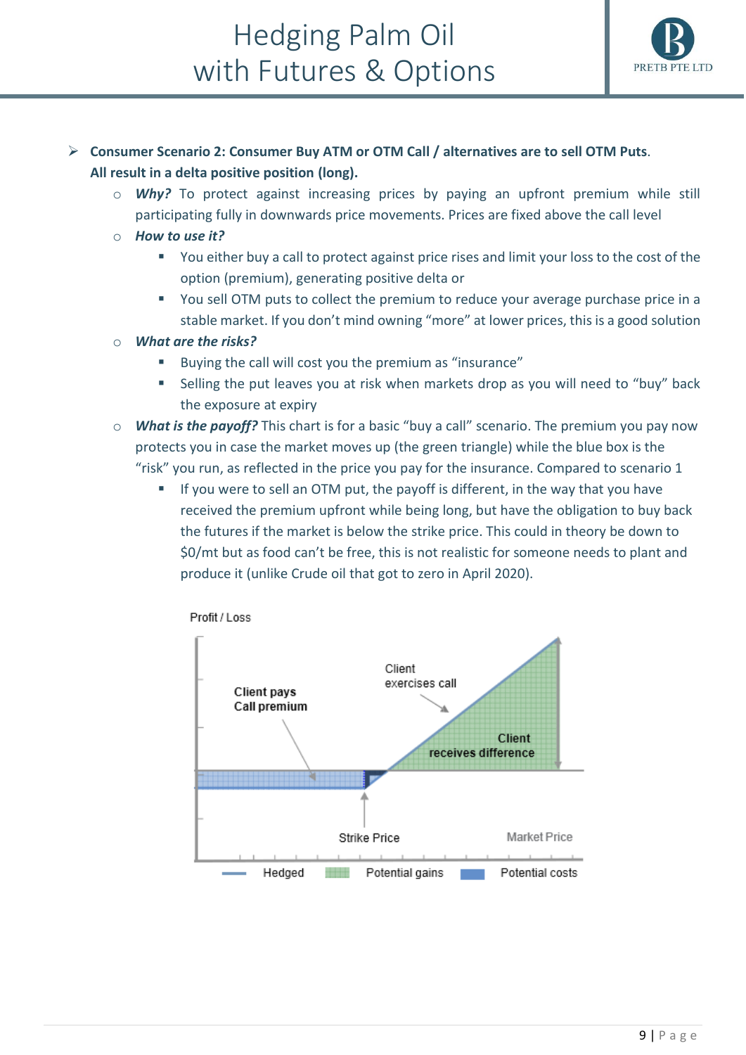- **Consumer Scenario 2: Consumer Buy ATM or OTM Call / alternatives are to sell OTM Puts**. **All result in a delta positive position (long).**
  - ***Why?*** To protect against increasing prices by paying an upfront premium while still participating fully in downwards price movements. Prices are fixed above the call level
  - ***How to use it?***
    - You either buy a call to protect against price rises and limit your loss to the cost of the option (premium), generating positive delta or
    - You sell OTM puts to collect the premium to reduce your average purchase price in a stable market. If you don't mind owning "more" at lower prices, this is a good solution
  - ***What are the risks?***
    - Buying the call will cost you the premium as "insurance"
    - Selling the put leaves you at risk when markets drop as you will need to "buy" back the exposure at expiry
  - ***What is the payoff?*** This chart is for a basic "buy a call" scenario. The premium you pay now protects you in case the market moves up (the green triangle) while the blue box is the "risk" you run, as reflected in the price you pay for the insurance. Compared to scenario 1
    - If you were to sell an OTM put, the payoff is different, in the way that you have received the premium upfront while being long, but have the obligation to buy back the futures if the market is below the strike price. This could in theory be down to $0/mt but as food can't be free, this is not realistic for someone needs to plant and produce it (unlike Crude oil that got to zero in April 2020).

Profit / Loss

Client pays Call premium

Client exercises call

Client receives difference

Strike Price

Market Price

Hedged — Potential gains — Potential costs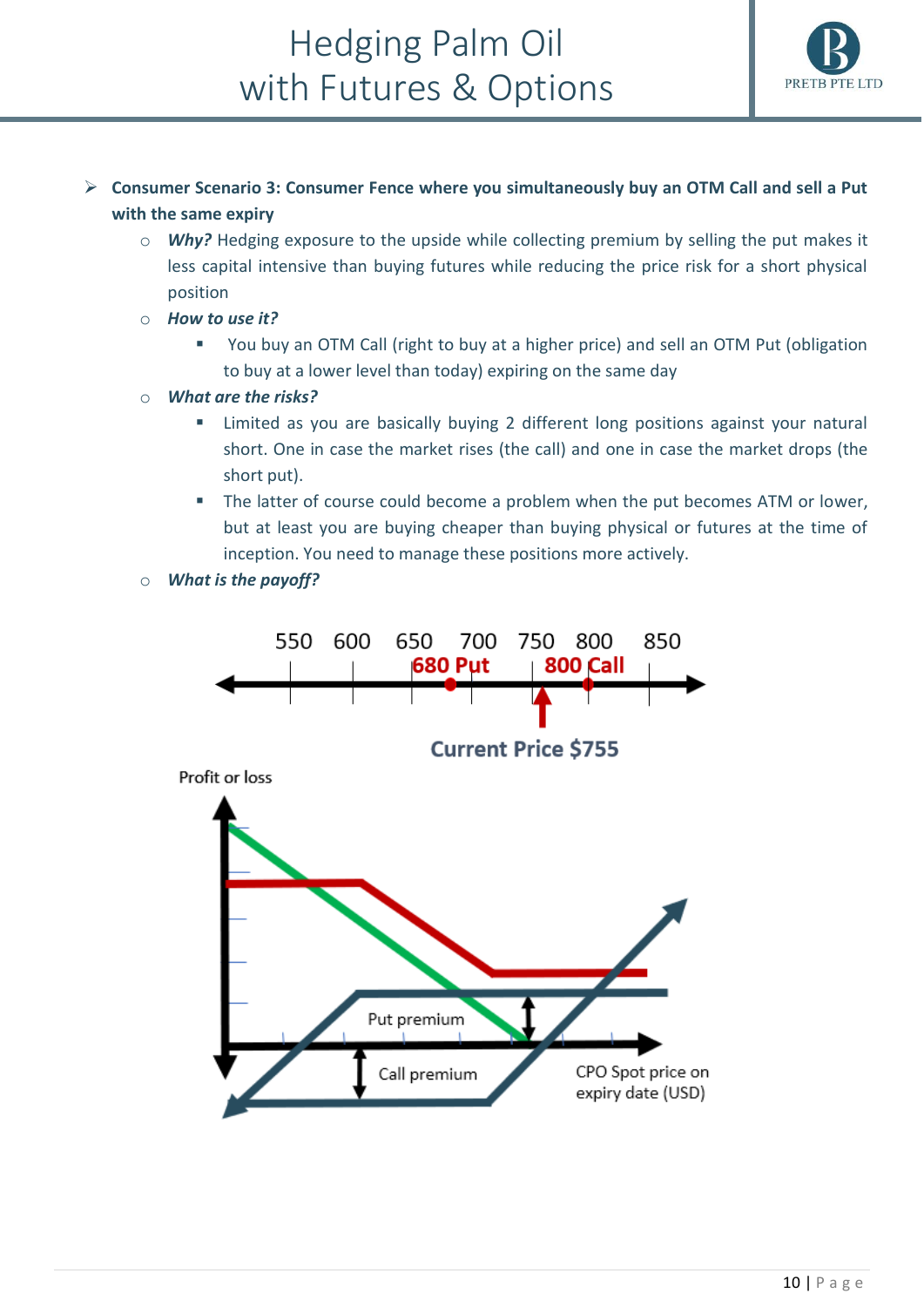- **Consumer Scenario 3: Consumer Fence where you simultaneously buy an OTM Call and sell a Put with the same expiry**
  - ***Why?*** Hedging exposure to the upside while collecting premium by selling the put makes it less capital intensive than buying futures while reducing the price risk for a short physical position
  - ***How to use it?***
    - You buy an OTM Call (right to buy at a higher price) and sell an OTM Put (obligation to buy at a lower level than today) expiring on the same day
  - ***What are the risks?***
    - Limited as you are basically buying 2 different long positions against your natural short. One in case the market rises (the call) and one in case the market drops (the short put).
    - The latter of course could become a problem when the put becomes ATM or lower, but at least you are buying cheaper than buying physical or futures at the time of inception. You need to manage these positions more actively.
  - ***What is the payoff?***

550 600 650 700 750 800 850

680 Put | 800 Call

Current Price $755

Profit or loss

Put premium

Call premium

CPO Spot price on expiry date (USD)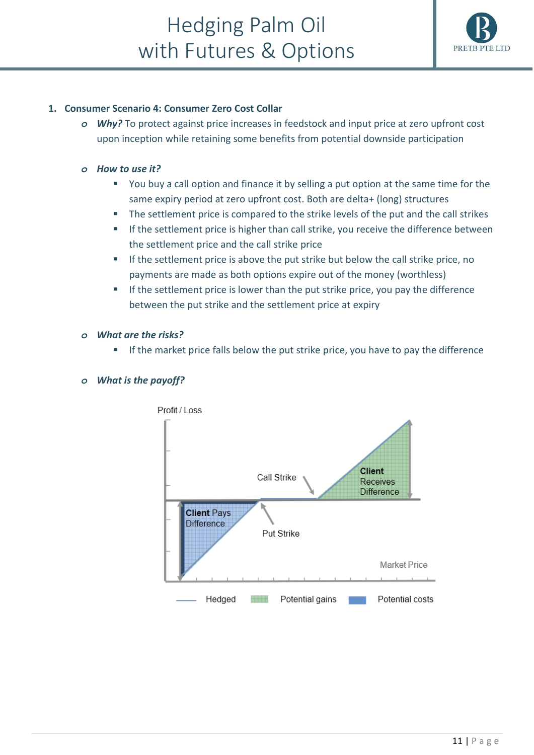1. **Consumer Scenario 4: Consumer Zero Cost Collar**

   - ***Why?*** To protect against price increases in feedstock and input price at zero upfront cost upon inception while retaining some benefits from potential downside participation

   - ***How to use it?***
     - You buy a call option and finance it by selling a put option at the same time for the same expiry period at zero upfront cost. Both are delta+ (long) structures
     - The settlement price is compared to the strike levels of the put and the call strikes
     - If the settlement price is higher than call strike, you receive the difference between the settlement price and the call strike price
     - If the settlement price is above the put strike but below the call strike price, no payments are made as both options expire out of the money (worthless)
     - If the settlement price is lower than the put strike price, you pay the difference between the put strike and the settlement price at expiry

   - ***What are the risks?***
     - If the market price falls below the put strike price, you have to pay the difference

   - ***What is the payoff?***

Profit / Loss

Call Strike

Client Receives Difference

Client Pays Difference

Put Strike

Market Price

Hedged | Potential gains | Potential costs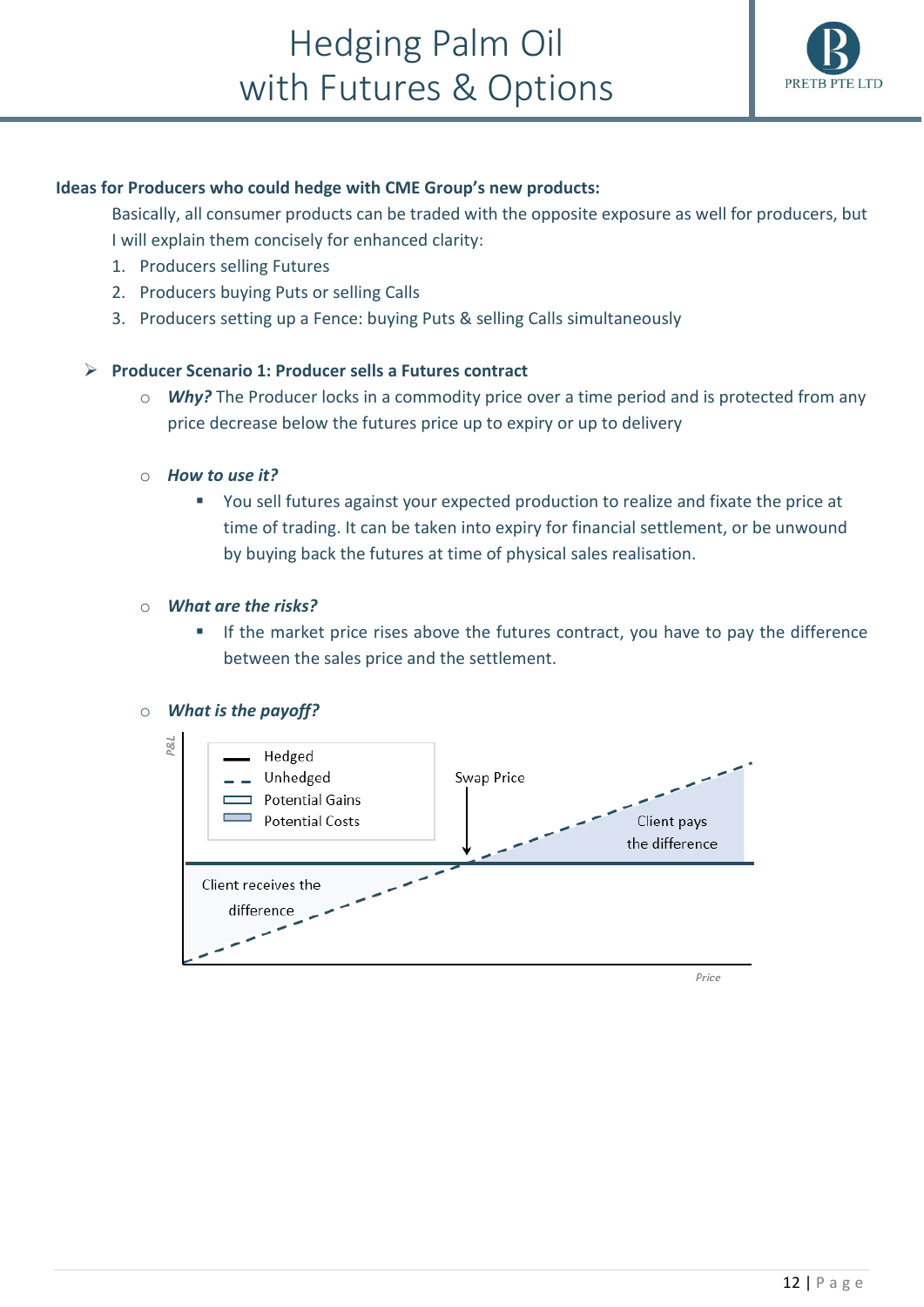**Ideas for Producers who could hedge with CME Group's new products:**

Basically, all consumer products can be traded with the opposite exposure as well for producers, but I will explain them concisely for enhanced clarity:

1. Producers selling Futures
2. Producers buying Puts or selling Calls
3. Producers setting up a Fence: buying Puts & selling Calls simultaneously

- **Producer Scenario 1: Producer sells a Futures contract**
  - ***Why?*** The Producer locks in a commodity price over a time period and is protected from any price decrease below the futures price up to expiry or up to delivery
  - ***How to use it?***
    - You sell futures against your expected production to realize and fixate the price at time of trading. It can be taken into expiry for financial settlement, or be unwound by buying back the futures at time of physical sales realisation.
  - ***What are the risks?***
    - If the market price rises above the futures contract, you have to pay the difference between the sales price and the settlement.
  - ***What is the payoff?***

P&L

Hedged
Unhedged
Potential Gains
Potential Costs

Swap Price

Client pays the difference

Client receives the difference

Price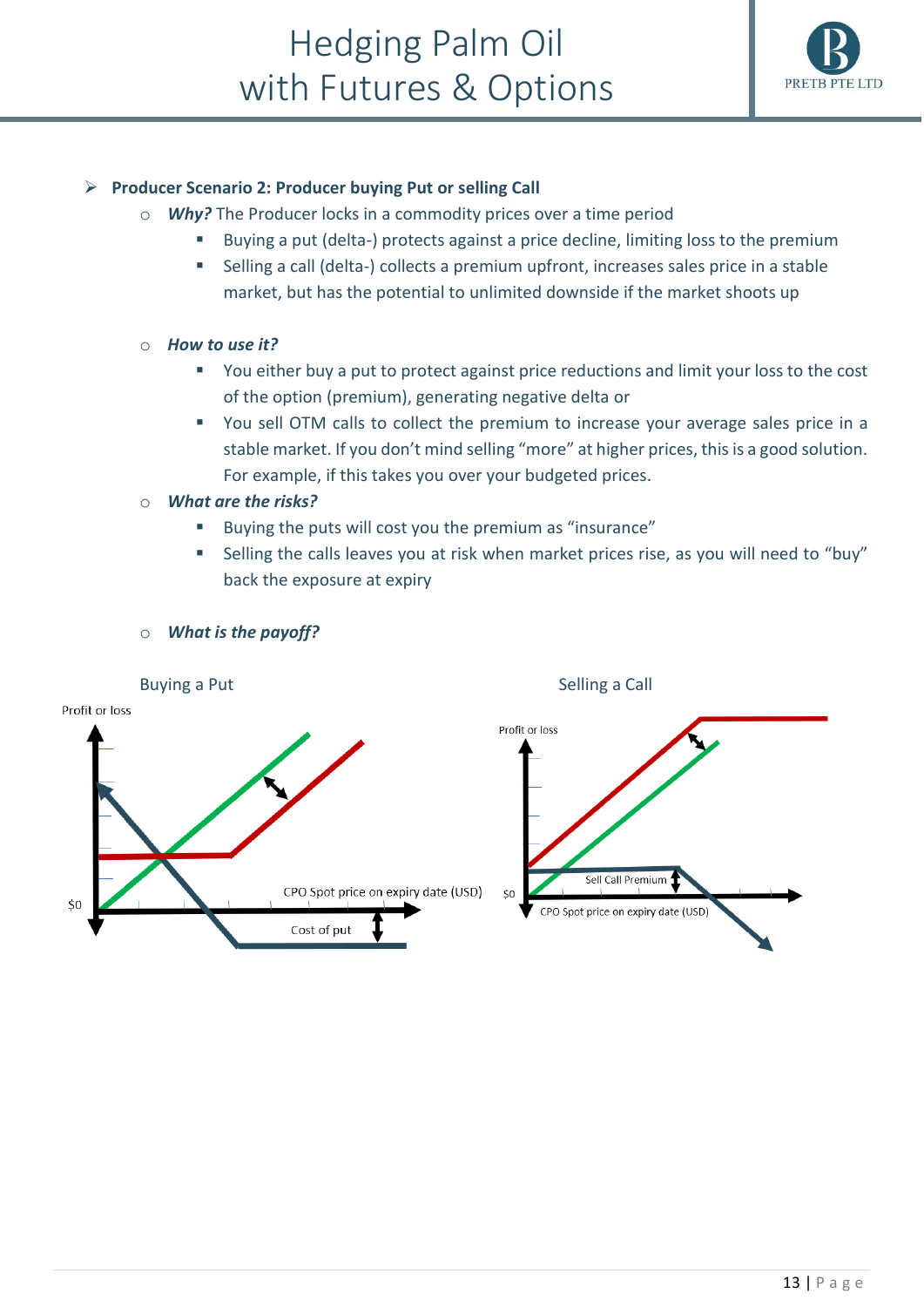- **Producer Scenario 2: Producer buying Put or selling Call**
  - ***Why?*** The Producer locks in a commodity prices over a time period
    - Buying a put (delta-) protects against a price decline, limiting loss to the premium
    - Selling a call (delta-) collects a premium upfront, increases sales price in a stable market, but has the potential to unlimited downside if the market shoots up
  - ***How to use it?***
    - You either buy a put to protect against price reductions and limit your loss to the cost of the option (premium), generating negative delta or
    - You sell OTM calls to collect the premium to increase your average sales price in a stable market. If you don't mind selling "more" at higher prices, this is a good solution. For example, if this takes you over your budgeted prices.
  - ***What are the risks?***
    - Buying the puts will cost you the premium as "insurance"
    - Selling the calls leaves you at risk when market prices rise, as you will need to "buy" back the exposure at expiry
  - ***What is the payoff?***

Buying a Put

Profit or loss

$0

CPO Spot price on expiry date (USD)

Cost of put

Selling a Call

Profit or loss

$0

Sell Call Premium

CPO Spot price on expiry date (USD)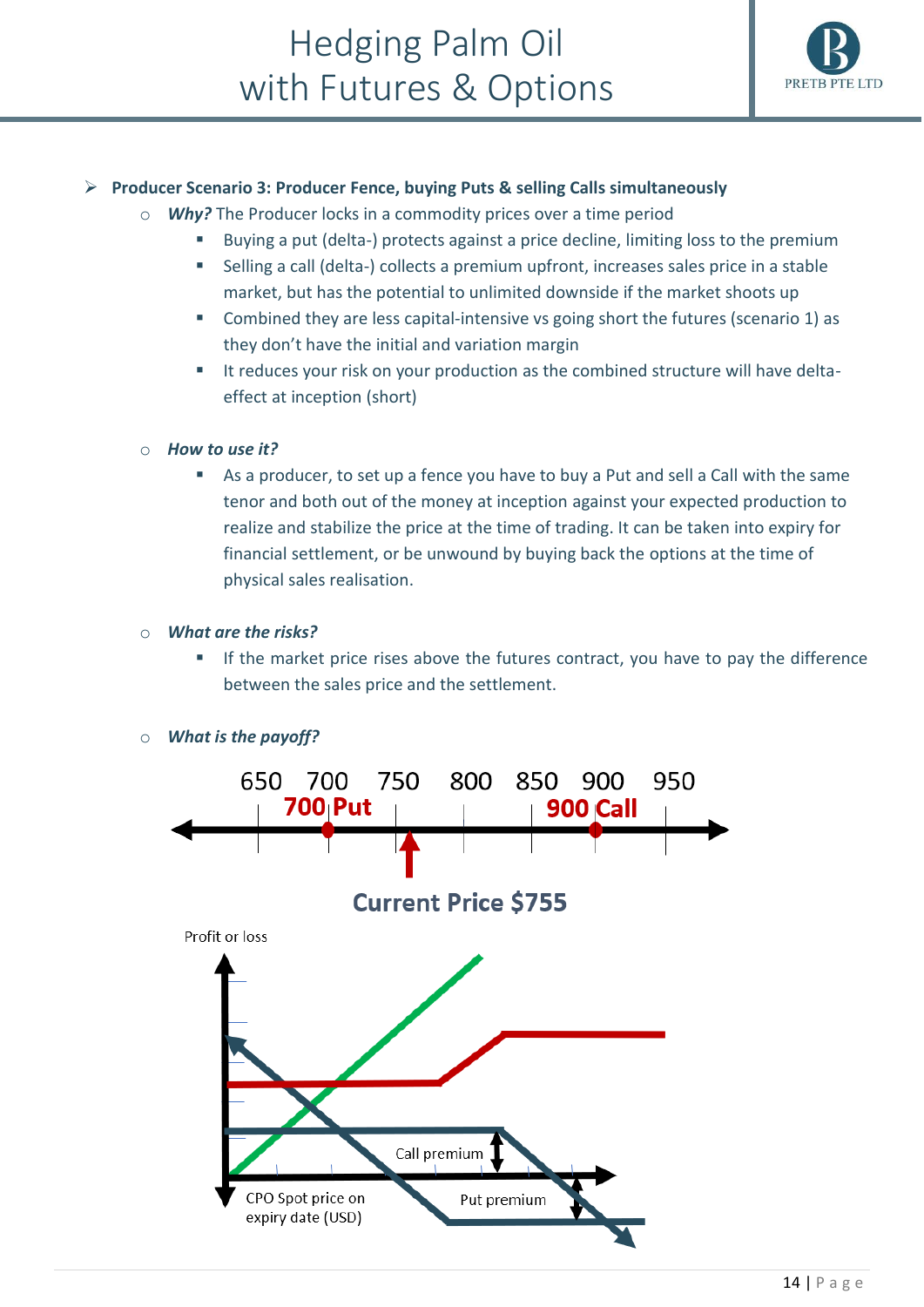- **Producer Scenario 3: Producer Fence, buying Puts & selling Calls simultaneously**
  - ***Why?*** The Producer locks in a commodity prices over a time period
    - Buying a put (delta-) protects against a price decline, limiting loss to the premium
    - Selling a call (delta-) collects a premium upfront, increases sales price in a stable market, but has the potential to unlimited downside if the market shoots up
    - Combined they are less capital-intensive vs going short the futures (scenario 1) as they don't have the initial and variation margin
    - It reduces your risk on your production as the combined structure will have delta-effect at inception (short)
  - ***How to use it?***
    - As a producer, to set up a fence you have to buy a Put and sell a Call with the same tenor and both out of the money at inception against your expected production to realize and stabilize the price at the time of trading. It can be taken into expiry for financial settlement, or be unwound by buying back the options at the time of physical sales realisation.
  - ***What are the risks?***
    - If the market price rises above the futures contract, you have to pay the difference between the sales price and the settlement.
  - ***What is the payoff?***

650 700 750 800 850 900 950

**700 Put** **900 Call**

**Current Price $755**

Profit or loss

Call premium

Put premium

CPO Spot price on expiry date (USD)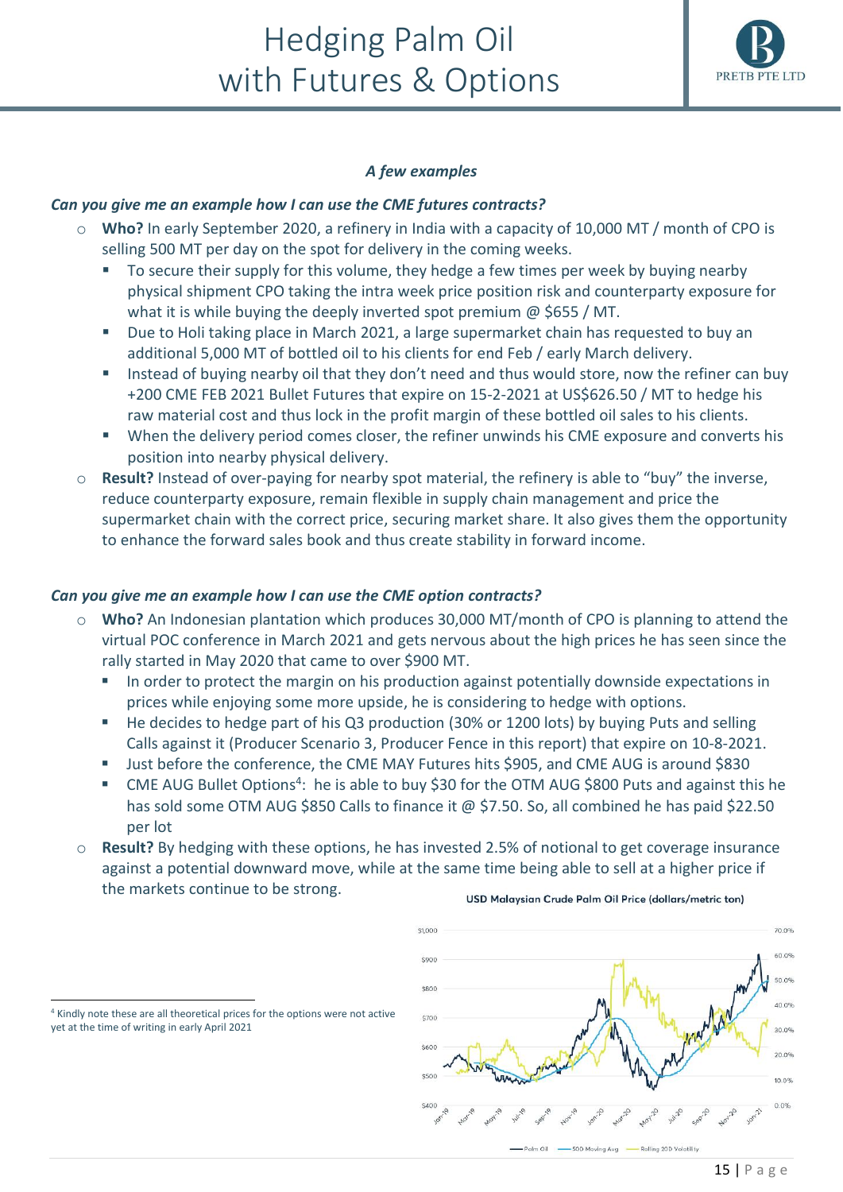### *A few examples*

***Can you give me an example how I can use the CME futures contracts?***

- **Who?** In early September 2020, a refinery in India with a capacity of 10,000 MT / month of CPO is selling 500 MT per day on the spot for delivery in the coming weeks.
  - To secure their supply for this volume, they hedge a few times per week by buying nearby physical shipment CPO taking the intra week price position risk and counterparty exposure for what it is while buying the deeply inverted spot premium @ $655 / MT.
  - Due to Holi taking place in March 2021, a large supermarket chain has requested to buy an additional 5,000 MT of bottled oil to his clients for end Feb / early March delivery.
  - Instead of buying nearby oil that they don't need and thus would store, now the refiner can buy +200 CME FEB 2021 Bullet Futures that expire on 15-2-2021 at US$626.50 / MT to hedge his raw material cost and thus lock in the profit margin of these bottled oil sales to his clients.
  - When the delivery period comes closer, the refiner unwinds his CME exposure and converts his position into nearby physical delivery.
- **Result?** Instead of over-paying for nearby spot material, the refinery is able to "buy" the inverse, reduce counterparty exposure, remain flexible in supply chain management and price the supermarket chain with the correct price, securing market share. It also gives them the opportunity to enhance the forward sales book and thus create stability in forward income.

***Can you give me an example how I can use the CME option contracts?***

- **Who?** An Indonesian plantation which produces 30,000 MT/month of CPO is planning to attend the virtual POC conference in March 2021 and gets nervous about the high prices he has seen since the rally started in May 2020 that came to over $900 MT.
  - In order to protect the margin on his production against potentially downside expectations in prices while enjoying some more upside, he is considering to hedge with options.
  - He decides to hedge part of his Q3 production (30% or 1200 lots) by buying Puts and selling Calls against it (Producer Scenario 3, Producer Fence in this report) that expire on 10-8-2021.
  - Just before the conference, the CME MAY Futures hits $905, and CME AUG is around $830
  - CME AUG Bullet Options[4]: he is able to buy $30 for the OTM AUG $800 Puts and against this he has sold some OTM AUG $850 Calls to finance it @ $7.50. So, all combined he has paid $22.50 per lot
- **Result?** By hedging with these options, he has invested 2.5% of notional to get coverage insurance against a potential downward move, while at the same time being able to sell at a higher price if the markets continue to be strong.

USD Malaysian Crude Palm Oil Price (dollars/metric ton)

Palm Oil — 50D Moving Avg — Rolling 20D Volatility

[4] Kindly note these are all theoretical prices for the options were not active yet at the time of writing in early April 2021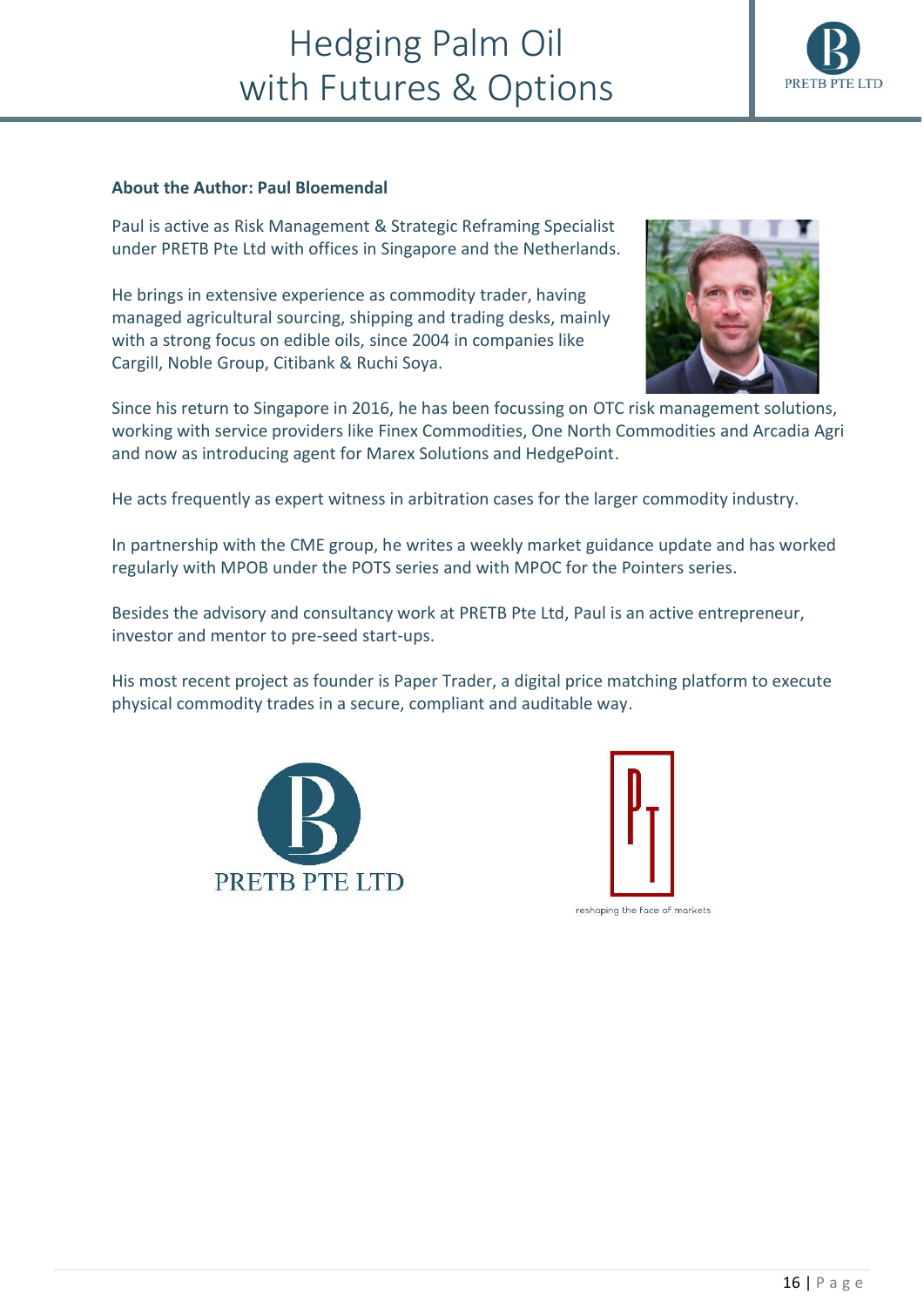**About the Author: Paul Bloemendal**

Paul is active as Risk Management & Strategic Reframing Specialist under PRETB Pte Ltd with offices in Singapore and the Netherlands.

He brings in extensive experience as commodity trader, having managed agricultural sourcing, shipping and trading desks, mainly with a strong focus on edible oils, since 2004 in companies like Cargill, Noble Group, Citibank & Ruchi Soya.

Since his return to Singapore in 2016, he has been focussing on OTC risk management solutions, working with service providers like Finex Commodities, One North Commodities and Arcadia Agri and now as introducing agent for Marex Solutions and HedgePoint.

He acts frequently as expert witness in arbitration cases for the larger commodity industry.

In partnership with the CME group, he writes a weekly market guidance update and has worked regularly with MPOB under the POTS series and with MPOC for the Pointers series.

Besides the advisory and consultancy work at PRETB Pte Ltd, Paul is an active entrepreneur, investor and mentor to pre-seed start-ups.

His most recent project as founder is Paper Trader, a digital price matching platform to execute physical commodity trades in a secure, compliant and auditable way.

PRETB PTE LTD

reshaping the face of markets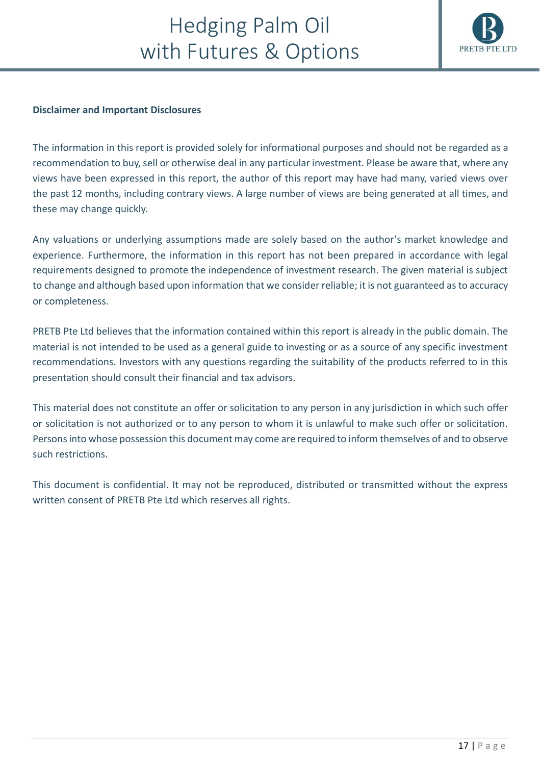**Disclaimer and Important Disclosures**

The information in this report is provided solely for informational purposes and should not be regarded as a recommendation to buy, sell or otherwise deal in any particular investment. Please be aware that, where any views have been expressed in this report, the author of this report may have had many, varied views over the past 12 months, including contrary views. A large number of views are being generated at all times, and these may change quickly.

Any valuations or underlying assumptions made are solely based on the author's market knowledge and experience. Furthermore, the information in this report has not been prepared in accordance with legal requirements designed to promote the independence of investment research. The given material is subject to change and although based upon information that we consider reliable; it is not guaranteed as to accuracy or completeness.

PRETB Pte Ltd believes that the information contained within this report is already in the public domain. The material is not intended to be used as a general guide to investing or as a source of any specific investment recommendations. Investors with any questions regarding the suitability of the products referred to in this presentation should consult their financial and tax advisors.

This material does not constitute an offer or solicitation to any person in any jurisdiction in which such offer or solicitation is not authorized or to any person to whom it is unlawful to make such offer or solicitation. Persons into whose possession this document may come are required to inform themselves of and to observe such restrictions.

This document is confidential. It may not be reproduced, distributed or transmitted without the express written consent of PRETB Pte Ltd which reserves all rights.